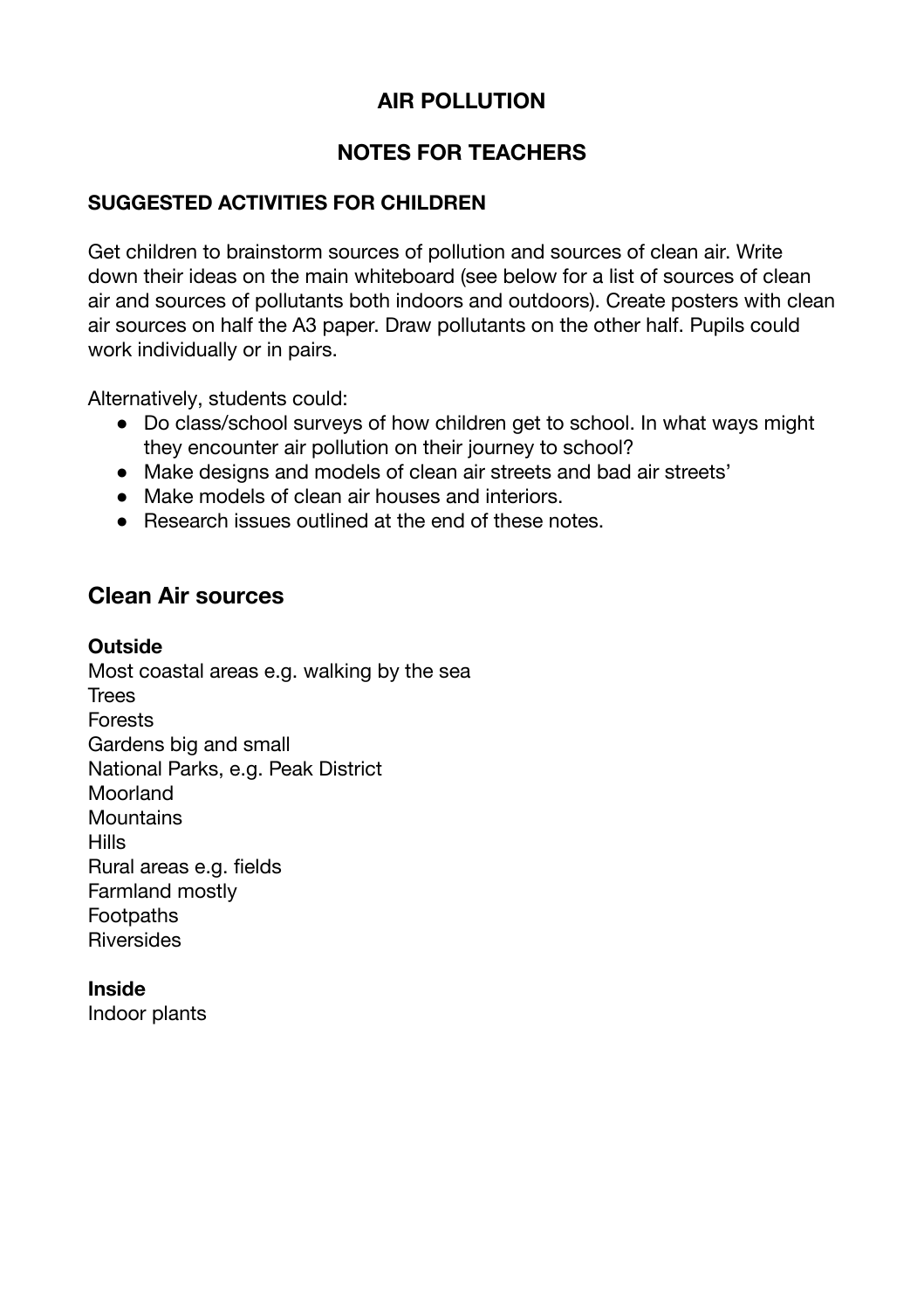# AIR POLLUTION

## NOTES FOR TEACHERS

### SUGGESTED ACTIVITIES FOR CHILDREN

Get children to brainstorm sources of pollution and sources of clean air. Write down their ideas on the main whiteboard (see below for a list of sources of clean air and sources of pollutants both indoors and outdoors). Create posters with clean air sources on half the A3 paper. Draw pollutants on the other half. Pupils could work individually or in pairs.

Alternatively, students could:

- Do class/school surveys of how children get to school. In what ways might they encounter air pollution on their journey to school?
- Make designs and models of clean air streets and bad air streets'
- Make models of clean air houses and interiors.
- Research issues outlined at the end of these notes.

## Clean Air sources

**Outside**

Most coastal areas e.g. walking by the sea
Trees
Forests
Gardens big and small
National Parks, e.g. Peak District
Moorland
Mountains
Hills
Rural areas e.g. fields
Farmland mostly
Footpaths
Riversides

**Inside**

Indoor plants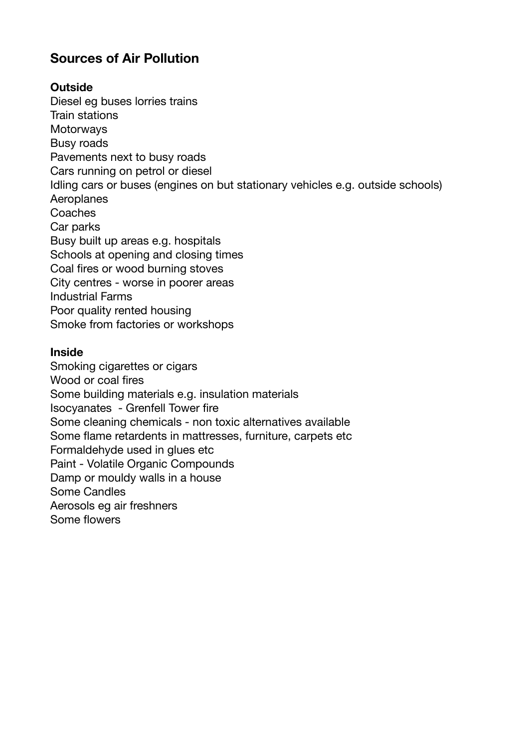## Sources of Air Pollution

**Outside**

Diesel eg buses lorries trains
Train stations
Motorways
Busy roads
Pavements next to busy roads
Cars running on petrol or diesel
Idling cars or buses (engines on but stationary vehicles e.g. outside schools)
Aeroplanes
Coaches
Car parks
Busy built up areas e.g. hospitals
Schools at opening and closing times
Coal fires or wood burning stoves
City centres - worse in poorer areas
Industrial Farms
Poor quality rented housing
Smoke from factories or workshops

**Inside**

Smoking cigarettes or cigars
Wood or coal fires
Some building materials e.g. insulation materials
Isocyanates - Grenfell Tower fire
Some cleaning chemicals - non toxic alternatives available
Some flame retardents in mattresses, furniture, carpets etc
Formaldehyde used in glues etc
Paint - Volatile Organic Compounds
Damp or mouldy walls in a house
Some Candles
Aerosols eg air freshners
Some flowers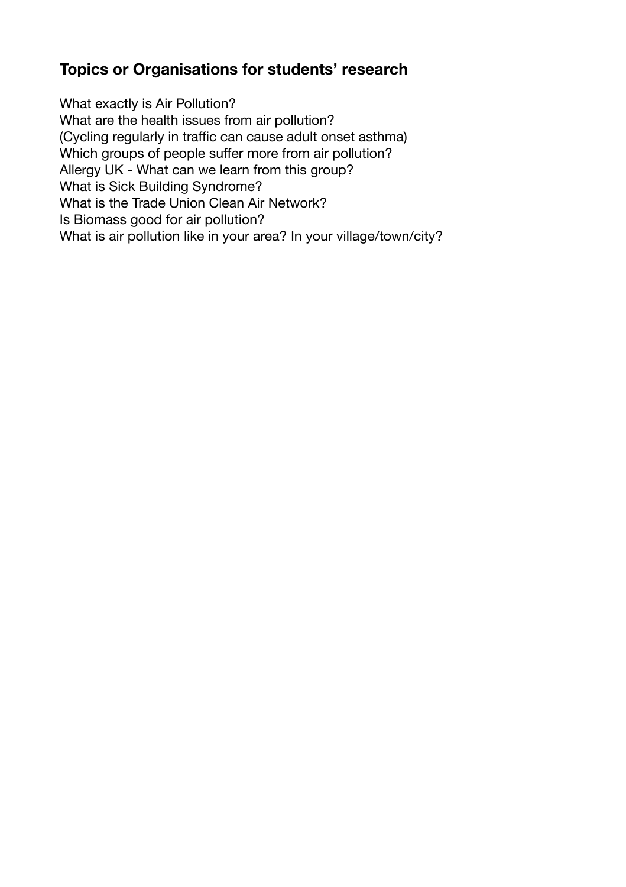## Topics or Organisations for students' research

What exactly is Air Pollution?
What are the health issues from air pollution?
(Cycling regularly in traffic can cause adult onset asthma)
Which groups of people suffer more from air pollution?
Allergy UK - What can we learn from this group?
What is Sick Building Syndrome?
What is the Trade Union Clean Air Network?
Is Biomass good for air pollution?
What is air pollution like in your area? In your village/town/city?